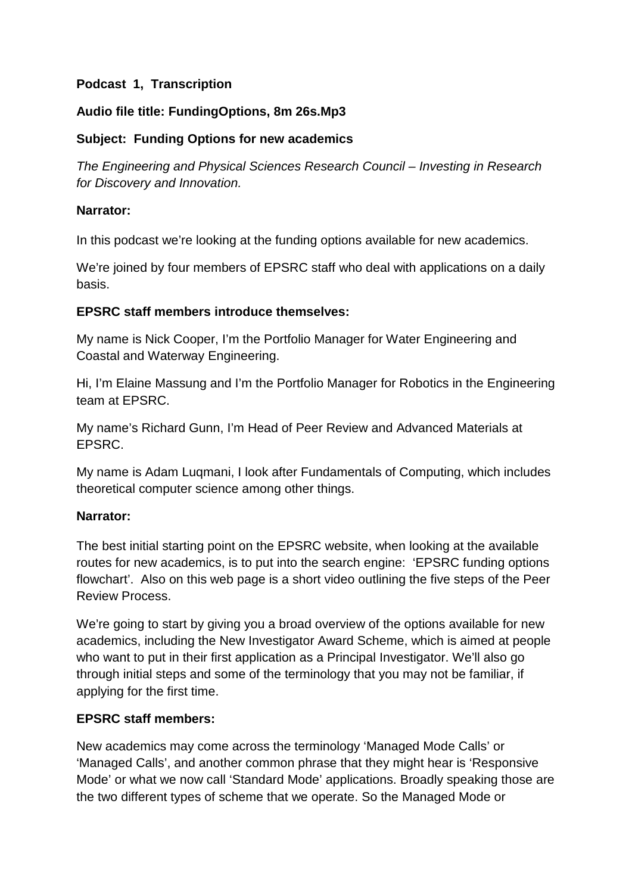**Podcast 1, Transcription**

**Audio file title: FundingOptions, 8m 26s.Mp3**

**Subject: Funding Options for new academics**

*The Engineering and Physical Sciences Research Council – Investing in Research for Discovery and Innovation.*

**Narrator:**

In this podcast we're looking at the funding options available for new academics.

We're joined by four members of EPSRC staff who deal with applications on a daily basis.

**EPSRC staff members introduce themselves:**

My name is Nick Cooper, I'm the Portfolio Manager for Water Engineering and Coastal and Waterway Engineering.

Hi, I'm Elaine Massung and I'm the Portfolio Manager for Robotics in the Engineering team at EPSRC.

My name's Richard Gunn, I'm Head of Peer Review and Advanced Materials at EPSRC.

My name is Adam Luqmani, I look after Fundamentals of Computing, which includes theoretical computer science among other things.

**Narrator:**

The best initial starting point on the EPSRC website, when looking at the available routes for new academics, is to put into the search engine: 'EPSRC funding options flowchart'. Also on this web page is a short video outlining the five steps of the Peer Review Process.

We're going to start by giving you a broad overview of the options available for new academics, including the New Investigator Award Scheme, which is aimed at people who want to put in their first application as a Principal Investigator. We'll also go through initial steps and some of the terminology that you may not be familiar, if applying for the first time.

**EPSRC staff members:**

New academics may come across the terminology 'Managed Mode Calls' or 'Managed Calls', and another common phrase that they might hear is 'Responsive Mode' or what we now call 'Standard Mode' applications. Broadly speaking those are the two different types of scheme that we operate. So the Managed Mode or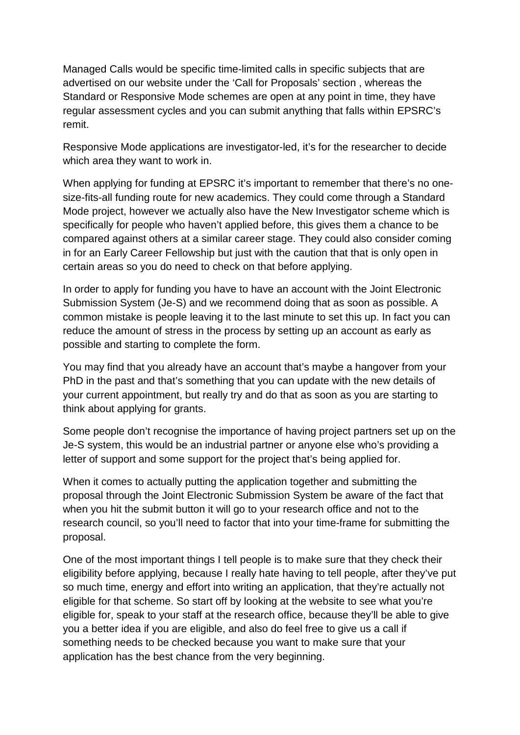Managed Calls would be specific time-limited calls in specific subjects that are advertised on our website under the 'Call for Proposals' section , whereas the Standard or Responsive Mode schemes are open at any point in time, they have regular assessment cycles and you can submit anything that falls within EPSRC's remit.

Responsive Mode applications are investigator-led, it's for the researcher to decide which area they want to work in.

When applying for funding at EPSRC it's important to remember that there's no one-size-fits-all funding route for new academics. They could come through a Standard Mode project, however we actually also have the New Investigator scheme which is specifically for people who haven't applied before, this gives them a chance to be compared against others at a similar career stage. They could also consider coming in for an Early Career Fellowship but just with the caution that that is only open in certain areas so you do need to check on that before applying.

In order to apply for funding you have to have an account with the Joint Electronic Submission System (Je-S) and we recommend doing that as soon as possible. A common mistake is people leaving it to the last minute to set this up. In fact you can reduce the amount of stress in the process by setting up an account as early as possible and starting to complete the form.

You may find that you already have an account that's maybe a hangover from your PhD in the past and that's something that you can update with the new details of your current appointment, but really try and do that as soon as you are starting to think about applying for grants.

Some people don't recognise the importance of having project partners set up on the Je-S system, this would be an industrial partner or anyone else who's providing a letter of support and some support for the project that's being applied for.

When it comes to actually putting the application together and submitting the proposal through the Joint Electronic Submission System be aware of the fact that when you hit the submit button it will go to your research office and not to the research council, so you'll need to factor that into your time-frame for submitting the proposal.

One of the most important things I tell people is to make sure that they check their eligibility before applying, because I really hate having to tell people, after they've put so much time, energy and effort into writing an application, that they're actually not eligible for that scheme. So start off by looking at the website to see what you're eligible for, speak to your staff at the research office, because they'll be able to give you a better idea if you are eligible, and also do feel free to give us a call if something needs to be checked because you want to make sure that your application has the best chance from the very beginning.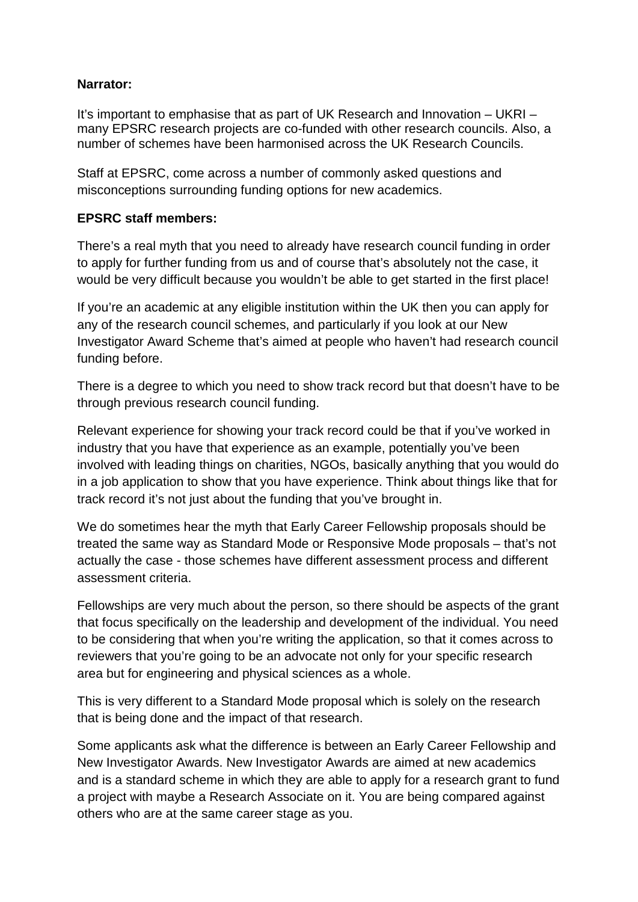**Narrator:**

It's important to emphasise that as part of UK Research and Innovation – UKRI – many EPSRC research projects are co-funded with other research councils. Also, a number of schemes have been harmonised across the UK Research Councils.

Staff at EPSRC, come across a number of commonly asked questions and misconceptions surrounding funding options for new academics.

**EPSRC staff members:**

There's a real myth that you need to already have research council funding in order to apply for further funding from us and of course that's absolutely not the case, it would be very difficult because you wouldn't be able to get started in the first place!

If you're an academic at any eligible institution within the UK then you can apply for any of the research council schemes, and particularly if you look at our New Investigator Award Scheme that's aimed at people who haven't had research council funding before.

There is a degree to which you need to show track record but that doesn't have to be through previous research council funding.

Relevant experience for showing your track record could be that if you've worked in industry that you have that experience as an example, potentially you've been involved with leading things on charities, NGOs, basically anything that you would do in a job application to show that you have experience. Think about things like that for track record it's not just about the funding that you've brought in.

We do sometimes hear the myth that Early Career Fellowship proposals should be treated the same way as Standard Mode or Responsive Mode proposals – that's not actually the case - those schemes have different assessment process and different assessment criteria.

Fellowships are very much about the person, so there should be aspects of the grant that focus specifically on the leadership and development of the individual. You need to be considering that when you're writing the application, so that it comes across to reviewers that you're going to be an advocate not only for your specific research area but for engineering and physical sciences as a whole.

This is very different to a Standard Mode proposal which is solely on the research that is being done and the impact of that research.

Some applicants ask what the difference is between an Early Career Fellowship and New Investigator Awards. New Investigator Awards are aimed at new academics and is a standard scheme in which they are able to apply for a research grant to fund a project with maybe a Research Associate on it. You are being compared against others who are at the same career stage as you.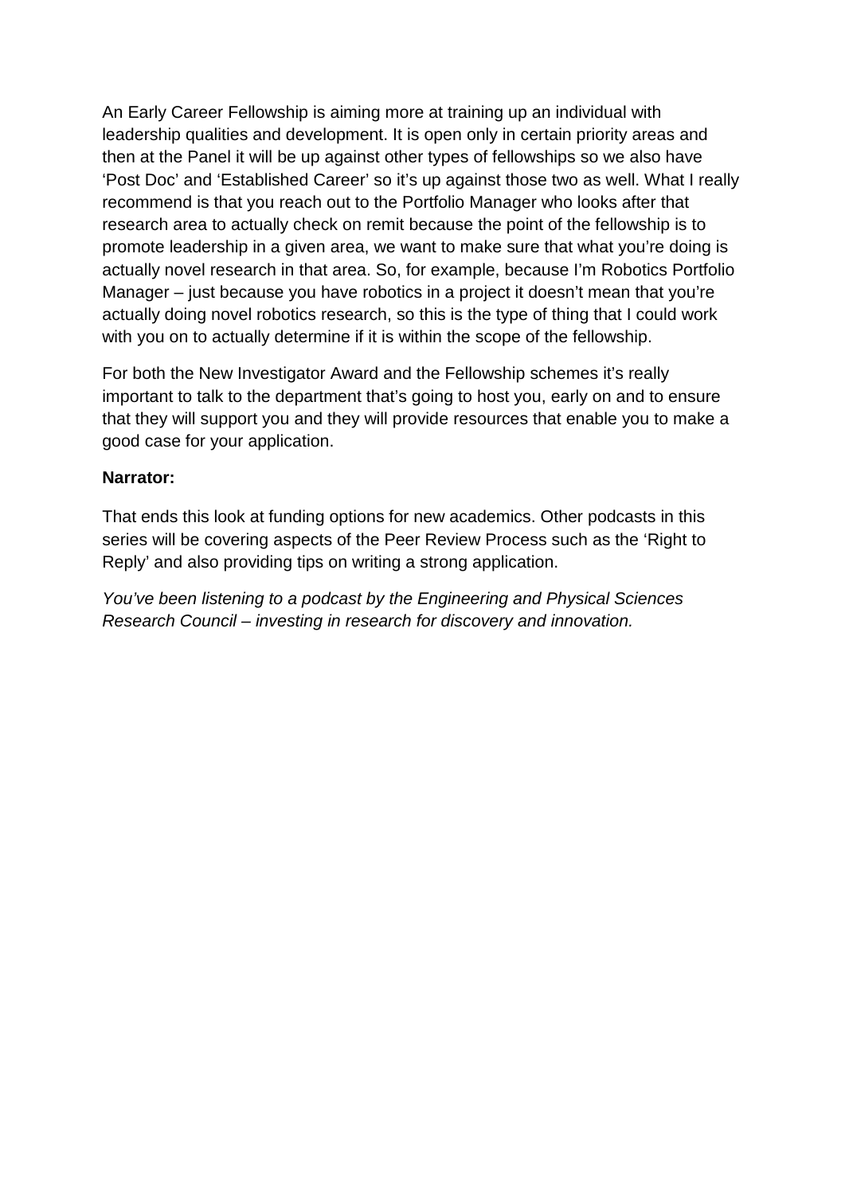An Early Career Fellowship is aiming more at training up an individual with leadership qualities and development. It is open only in certain priority areas and then at the Panel it will be up against other types of fellowships so we also have ‘Post Doc’ and ‘Established Career’ so it’s up against those two as well. What I really recommend is that you reach out to the Portfolio Manager who looks after that research area to actually check on remit because the point of the fellowship is to promote leadership in a given area, we want to make sure that what you’re doing is actually novel research in that area. So, for example, because I’m Robotics Portfolio Manager – just because you have robotics in a project it doesn’t mean that you’re actually doing novel robotics research, so this is the type of thing that I could work with you on to actually determine if it is within the scope of the fellowship.

For both the New Investigator Award and the Fellowship schemes it’s really important to talk to the department that’s going to host you, early on and to ensure that they will support you and they will provide resources that enable you to make a good case for your application.

**Narrator:**

That ends this look at funding options for new academics. Other podcasts in this series will be covering aspects of the Peer Review Process such as the ‘Right to Reply’ and also providing tips on writing a strong application.

*You’ve been listening to a podcast by the Engineering and Physical Sciences Research Council – investing in research for discovery and innovation.*